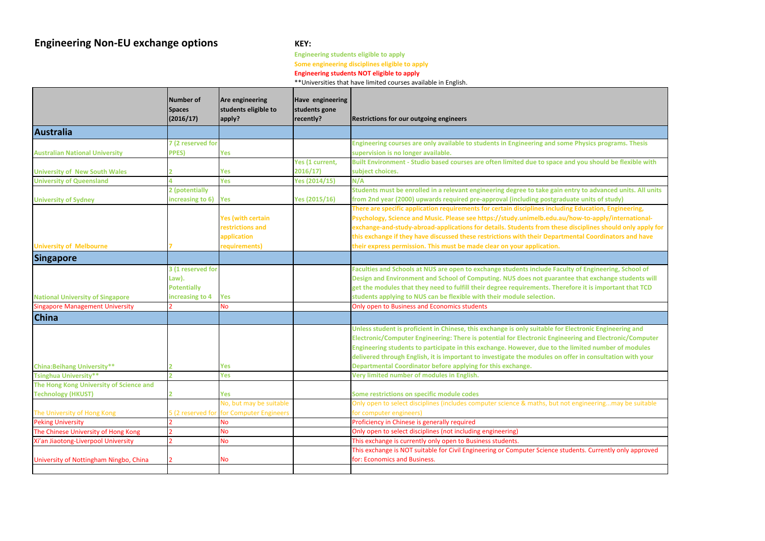# Engineering Non-EU exchange options

**KEY:**

**Engineering students eligible to apply**

**Some engineering disciplines eligible to apply**

**Engineering students NOT eligible to apply**

**Universities that have limited courses available in English.

| | Number of Spaces (2016/17) | Are engineering students eligible to apply? | Have engineering students gone recently? | Restrictions for our outgoing engineers |
|---|---|---|---|---|
| **Australia** | | | | |
| Australian National University | 7 (2 reserved for PPES) | Yes | | Engineering courses are only available to students in Engineering and some Physics programs. Thesis supervision is no longer available. |
| University of New South Wales | 2 | Yes | Yes (1 current, 2016/17) | Built Environment - Studio based courses are often limited due to space and you should be flexible with subject choices. |
| University of Queensland | 4 | Yes | Yes (2014/15) | N/A |
| University of Sydney | 2 (potentially increasing to 6) | Yes | Yes (2015/16) | Students must be enrolled in a relevant engineering degree to take gain entry to advanced units. All units from 2nd year (2000) upwards required pre-approval (including postgraduate units of study) |
| University of Melbourne | 7 | Yes (with certain restrictions and application requirements) | | There are specific application requirements for certain disciplines including Education, Engineering, Psychology, Science and Music. Please see https://study.unimelb.edu.au/how-to-apply/international-exchange-and-study-abroad-applications for details. Students from these disciplines should only apply for this exchange if they have discussed these restrictions with their Departmental Coordinators and have their express permission. This must be made clear on your application. |
| **Singapore** | | | | |
| National University of Singapore | 3 (1 reserved for Law). Potentially increasing to 4 | Yes | | Faculties and Schools at NUS are open to exchange students include Faculty of Engineering, School of Design and Environment and School of Computing. NUS does not guarantee that exchange students will get the modules that they need to fulfill their degree requirements. Therefore it is important that TCD students applying to NUS can be flexible with their module selection. |
| Singapore Management University | 2 | No | | Only open to Business and Economics students |
| **China** | | | | |
| China:Beihang University** | 2 | Yes | | Unless student is proficient in Chinese, this exchange is only suitable for Electronic Engineering and Electronic/Computer Engineering: There is potential for Electronic Engineering and Electronic/Computer Engineering students to participate in this exchange. However, due to the limited number of modules delivered through English, it is important to investigate the modules on offer in consultation with your Departmental Coordinator before applying for this exchange. |
| Tsinghua University** | 2 | Yes | | Very limited number of modules in English. |
| The Hong Kong University of Science and Technology (HKUST) | 2 | Yes | | Some restrictions on specific module codes |
| The University of Hong Kong | 5 (2 reserved for | No, but may be suitable for Computer Engineers | | Only open to select disciplines (includes computer science & maths, but not engineering...may be suitable for computer engineers) |
| Peking University | 2 | No | | Proficiency in Chinese is generally required |
| The Chinese University of Hong Kong | 2 | No | | Only open to select disciplines (not including engineering) |
| Xi'an Jiaotong-Liverpool University | 2 | No | | This exchange is currently only open to Business students. |
| University of Nottingham Ningbo, China | 2 | No | | This exchange is NOT suitable for Civil Engineering or Computer Science students. Currently only approved for: Economics and Business. |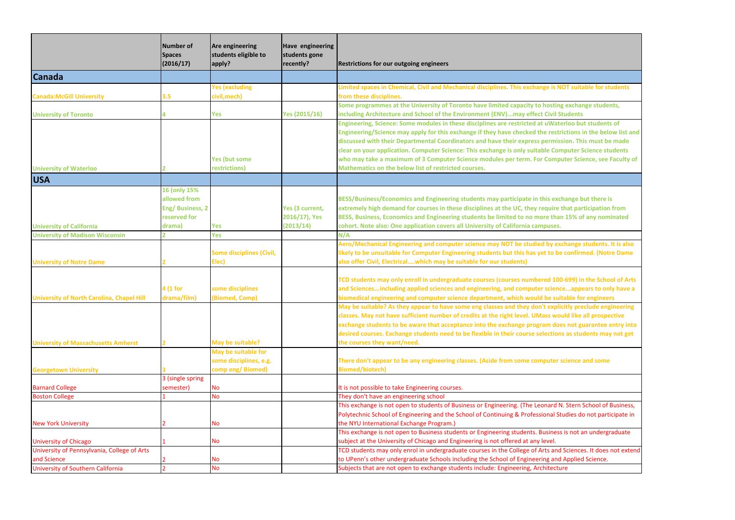| | Number of Spaces (2016/17) | Are engineering students eligible to apply? | Have engineering students gone recently? | Restrictions for our outgoing engineers |
|---|---|---|---|---|
| **Canada** | | | | |
| Canada:McGill University | 3.5 | Yes (excluding civil,mech) | | Limited spaces in Chemical, Civil and Mechanical disciplines. This exchange is NOT suitable for students from these disciplines. |
| University of Toronto | 4 | Yes | Yes (2015/16) | Some programmes at the University of Toronto have limited capacity to hosting exchange students, including Architecture and School of the Environment (ENV)...may effect Civil Students |
| University of Waterloo | 2 | Yes (but some restrictions) | | Engineering, Science: Some modules in these disciplines are restricted at uWaterloo but students of Engineering/Science may apply for this exchange if they have checked the restrictions in the below list and discussed with their Departmental Coordinators and have their express permission. This must be made clear on your application. Computer Science: This exchange is only suitable Computer Science students who may take a maximum of 3 Computer Science modules per term. For Computer Science, see Faculty of Mathematics on the below list of restricted courses. |
| **USA** | | | | |
| University of California | 16 (only 15% allowed from Eng/ Business, 2 reserved for drama) | Yes | Yes (3 current, 2016/17), Yes (2013/14) | BESS/Business/Economics and Engineering students may participate in this exchange but there is extremely high demand for courses in these disciplines at the UC, they require that participation from BESS, Business, Economics and Engineering students be limited to no more than 15% of any nominated cohort. Note also: One application covers all University of California campuses. |
| University of Madison Wisconsin | 2 | Yes | | N/A |
| University of Notre Dame | 2 | Some disciplines (Civil, Elec) | | Aero/Mechanical Engineering and computer science may NOT be studied by exchange students. It is also likely to be unsuitable for Computer Engineering students but this has yet to be confirmed. (Notre Dame also offer Civil, Electrical....which may be suitable for our students) |
| University of North Carolina, Chapel Hill | 4 (1 for drama/film) | some disciplines (Biomed, Comp) | | TCD students may only enroll in undergraduate courses (courses numbered 100-699) in the School of Arts and Sciences...including applied sciences and engineering, and computer science...appears to only have a biomedical engineering and computer science department, which would be suitable for engineers |
| University of Massachusetts Amherst | 2 | May be suitable? | | May be suitable? As they appear to have some eng classes and they don't explicitly preclude engineering classes. May not have sufficient number of credits at the right level. UMass would like all prospective exchange students to be aware that acceptance into the exchange program does not guarantee entry into desired courses. Exchange students need to be flexible in their course selections as students may not get the courses they want/need. |
| Georgetown University | 3 | May be suitable for some disciplines, e.g. comp eng/ Biomed) | | There don't appear to be any engineering classes. (Aside from some computer science and some Biomed/biotech) |
| Barnard College | 3 (single spring semester) | No | | It is not possible to take Engineering courses. |
| Boston College | 1 | No | | They don't have an engineering school |
| New York University | 2 | No | | This exchange is not open to students of Business or Engineering. (The Leonard N. Stern School of Business, Polytechnic School of Engineering and the School of Continuing & Professional Studies do not participate in the NYU International Exchange Program.) |
| University of Chicago | 1 | No | | This exchange is not open to Business students or Engineering students. Business is not an undergraduate subject at the University of Chicago and Engineering is not offered at any level. |
| University of Pennsylvania, College of Arts and Science | 2 | No | | TCD students may only enrol in undergraduate courses in the College of Arts and Sciences. It does not extend to UPenn's other undergraduate Schools including the School of Engineering and Applied Science. |
| University of Southern California | 2 | No | | Subjects that are not open to exchange students include: Engineering, Architecture |